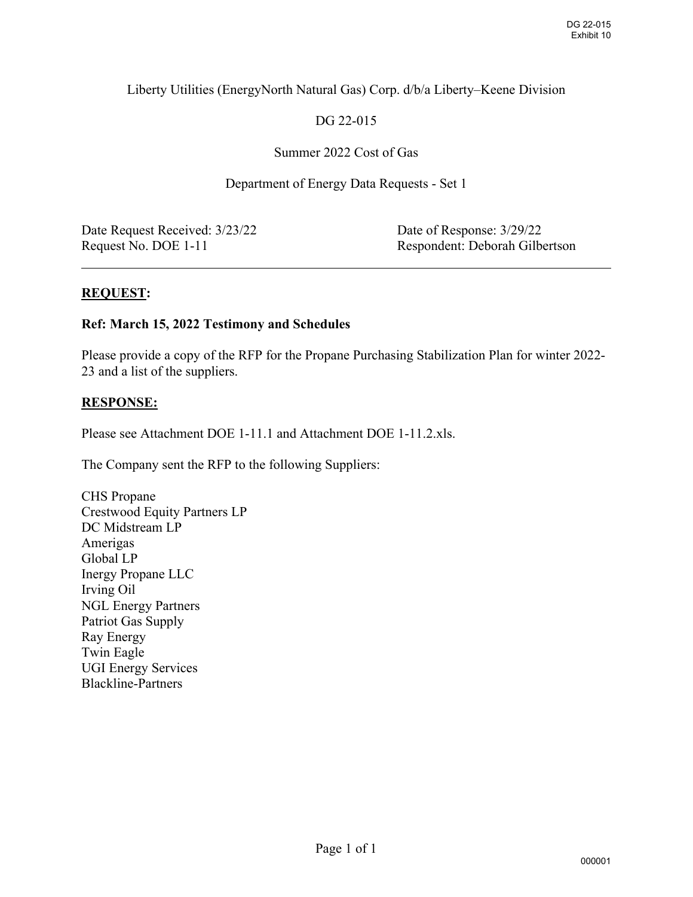Liberty Utilities (EnergyNorth Natural Gas) Corp. d/b/a Liberty–Keene Division

DG 22-015

Summer 2022 Cost of Gas

Department of Energy Data Requests - Set 1

| | |
|---|---|
| Date Request Received: 3/23/22 | Date of Response: 3/29/22 |
| Request No. DOE 1-11 | Respondent: Deborah Gilbertson |

---

**REQUEST:**

**Ref: March 15, 2022 Testimony and Schedules**

Please provide a copy of the RFP for the Propane Purchasing Stabilization Plan for winter 2022-23 and a list of the suppliers.

**RESPONSE:**

Please see Attachment DOE 1-11.1 and Attachment DOE 1-11.2.xls.

The Company sent the RFP to the following Suppliers:

CHS Propane
Crestwood Equity Partners LP
DC Midstream LP
Amerigas
Global LP
Inergy Propane LLC
Irving Oil
NGL Energy Partners
Patriot Gas Supply
Ray Energy
Twin Eagle
UGI Energy Services
Blackline-Partners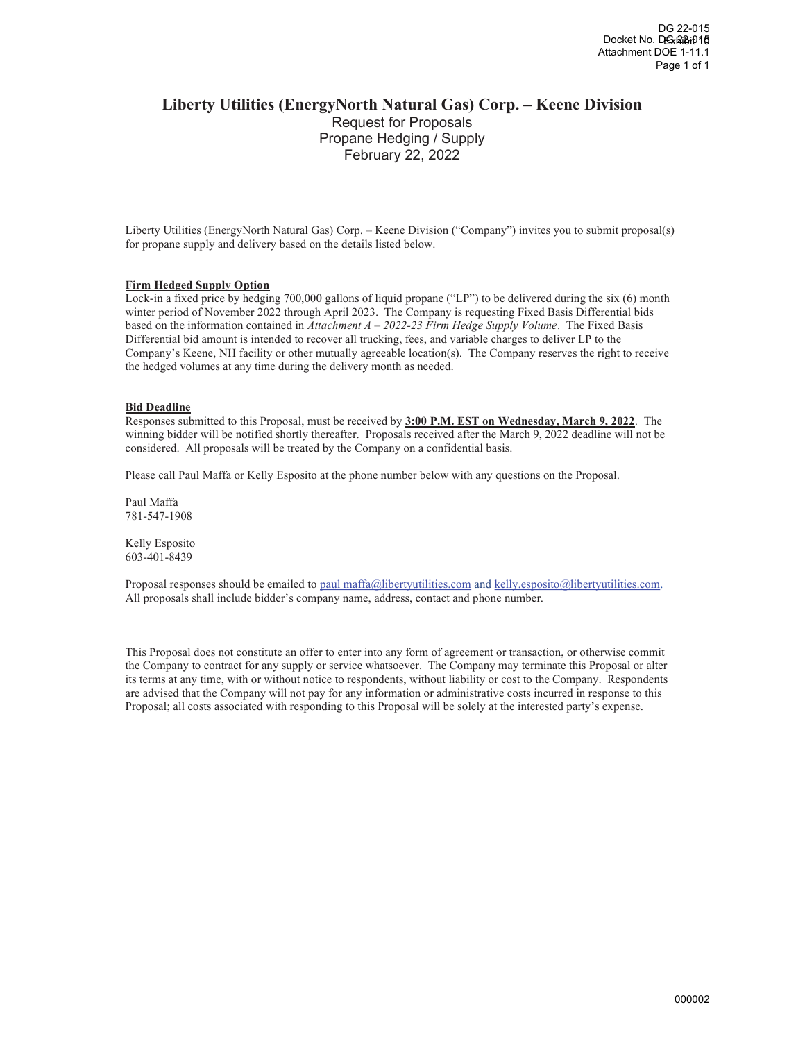# Liberty Utilities (EnergyNorth Natural Gas) Corp. – Keene Division

Request for Proposals
Propane Hedging / Supply
February 22, 2022

Liberty Utilities (EnergyNorth Natural Gas) Corp. – Keene Division ("Company") invites you to submit proposal(s) for propane supply and delivery based on the details listed below.

**Firm Hedged Supply Option**

Lock-in a fixed price by hedging 700,000 gallons of liquid propane ("LP") to be delivered during the six (6) month winter period of November 2022 through April 2023. The Company is requesting Fixed Basis Differential bids based on the information contained in *Attachment A – 2022-23 Firm Hedge Supply Volume*. The Fixed Basis Differential bid amount is intended to recover all trucking, fees, and variable charges to deliver LP to the Company's Keene, NH facility or other mutually agreeable location(s). The Company reserves the right to receive the hedged volumes at any time during the delivery month as needed.

**Bid Deadline**

Responses submitted to this Proposal, must be received by **3:00 P.M. EST on Wednesday, March 9, 2022**. The winning bidder will be notified shortly thereafter. Proposals received after the March 9, 2022 deadline will not be considered. All proposals will be treated by the Company on a confidential basis.

Please call Paul Maffa or Kelly Esposito at the phone number below with any questions on the Proposal.

Paul Maffa
781-547-1908

Kelly Esposito
603-401-8439

Proposal responses should be emailed to paul maffa@libertyutilities.com and kelly.esposito@libertyutilities.com. All proposals shall include bidder's company name, address, contact and phone number.

This Proposal does not constitute an offer to enter into any form of agreement or transaction, or otherwise commit the Company to contract for any supply or service whatsoever. The Company may terminate this Proposal or alter its terms at any time, with or without notice to respondents, without liability or cost to the Company. Respondents are advised that the Company will not pay for any information or administrative costs incurred in response to this Proposal; all costs associated with responding to this Proposal will be solely at the interested party's expense.